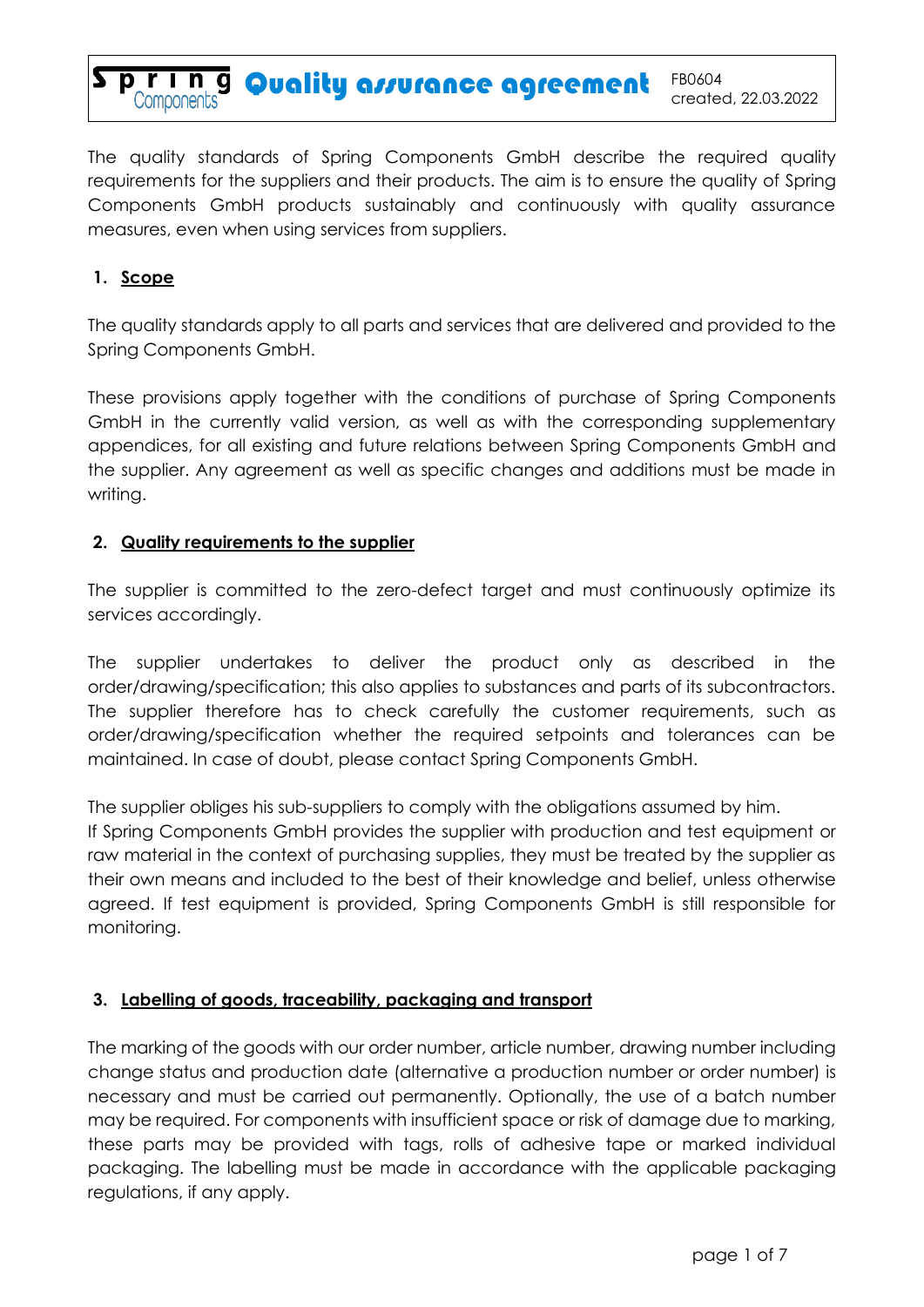# Quality assurance agreement

FB0604
created, 22.03.2022

The quality standards of Spring Components GmbH describe the required quality requirements for the suppliers and their products. The aim is to ensure the quality of Spring Components GmbH products sustainably and continuously with quality assurance measures, even when using services from suppliers.

## 1. Scope

The quality standards apply to all parts and services that are delivered and provided to the Spring Components GmbH.

These provisions apply together with the conditions of purchase of Spring Components GmbH in the currently valid version, as well as with the corresponding supplementary appendices, for all existing and future relations between Spring Components GmbH and the supplier. Any agreement as well as specific changes and additions must be made in writing.

## 2. Quality requirements to the supplier

The supplier is committed to the zero-defect target and must continuously optimize its services accordingly.

The supplier undertakes to deliver the product only as described in the order/drawing/specification; this also applies to substances and parts of its subcontractors. The supplier therefore has to check carefully the customer requirements, such as order/drawing/specification whether the required setpoints and tolerances can be maintained. In case of doubt, please contact Spring Components GmbH.

The supplier obliges his sub-suppliers to comply with the obligations assumed by him.
If Spring Components GmbH provides the supplier with production and test equipment or raw material in the context of purchasing supplies, they must be treated by the supplier as their own means and included to the best of their knowledge and belief, unless otherwise agreed. If test equipment is provided, Spring Components GmbH is still responsible for monitoring.

## 3. Labelling of goods, traceability, packaging and transport

The marking of the goods with our order number, article number, drawing number including change status and production date (alternative a production number or order number) is necessary and must be carried out permanently. Optionally, the use of a batch number may be required. For components with insufficient space or risk of damage due to marking, these parts may be provided with tags, rolls of adhesive tape or marked individual packaging. The labelling must be made in accordance with the applicable packaging regulations, if any apply.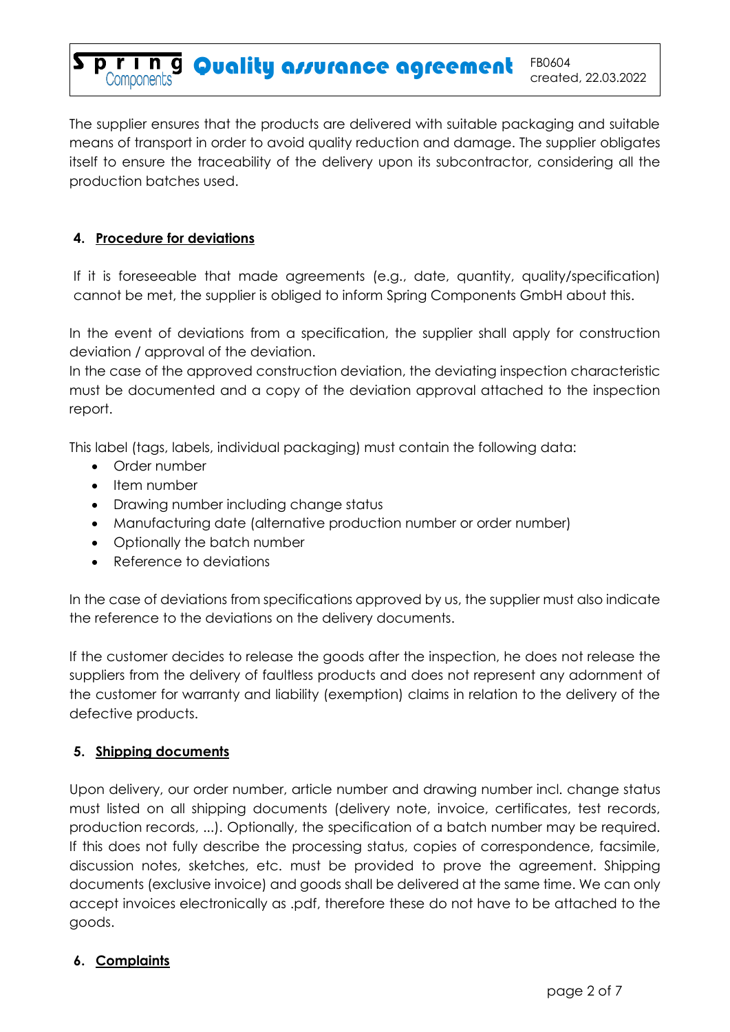The supplier ensures that the products are delivered with suitable packaging and suitable means of transport in order to avoid quality reduction and damage. The supplier obligates itself to ensure the traceability of the delivery upon its subcontractor, considering all the production batches used.

## 4. Procedure for deviations

If it is foreseeable that made agreements (e.g., date, quantity, quality/specification) cannot be met, the supplier is obliged to inform Spring Components GmbH about this.

In the event of deviations from a specification, the supplier shall apply for construction deviation / approval of the deviation.
In the case of the approved construction deviation, the deviating inspection characteristic must be documented and a copy of the deviation approval attached to the inspection report.

This label (tags, labels, individual packaging) must contain the following data:

- Order number
- Item number
- Drawing number including change status
- Manufacturing date (alternative production number or order number)
- Optionally the batch number
- Reference to deviations

In the case of deviations from specifications approved by us, the supplier must also indicate the reference to the deviations on the delivery documents.

If the customer decides to release the goods after the inspection, he does not release the suppliers from the delivery of faultless products and does not represent any adornment of the customer for warranty and liability (exemption) claims in relation to the delivery of the defective products.

## 5. Shipping documents

Upon delivery, our order number, article number and drawing number incl. change status must listed on all shipping documents (delivery note, invoice, certificates, test records, production records, ...). Optionally, the specification of a batch number may be required. If this does not fully describe the processing status, copies of correspondence, facsimile, discussion notes, sketches, etc. must be provided to prove the agreement. Shipping documents (exclusive invoice) and goods shall be delivered at the same time. We can only accept invoices electronically as .pdf, therefore these do not have to be attached to the goods.

## 6. Complaints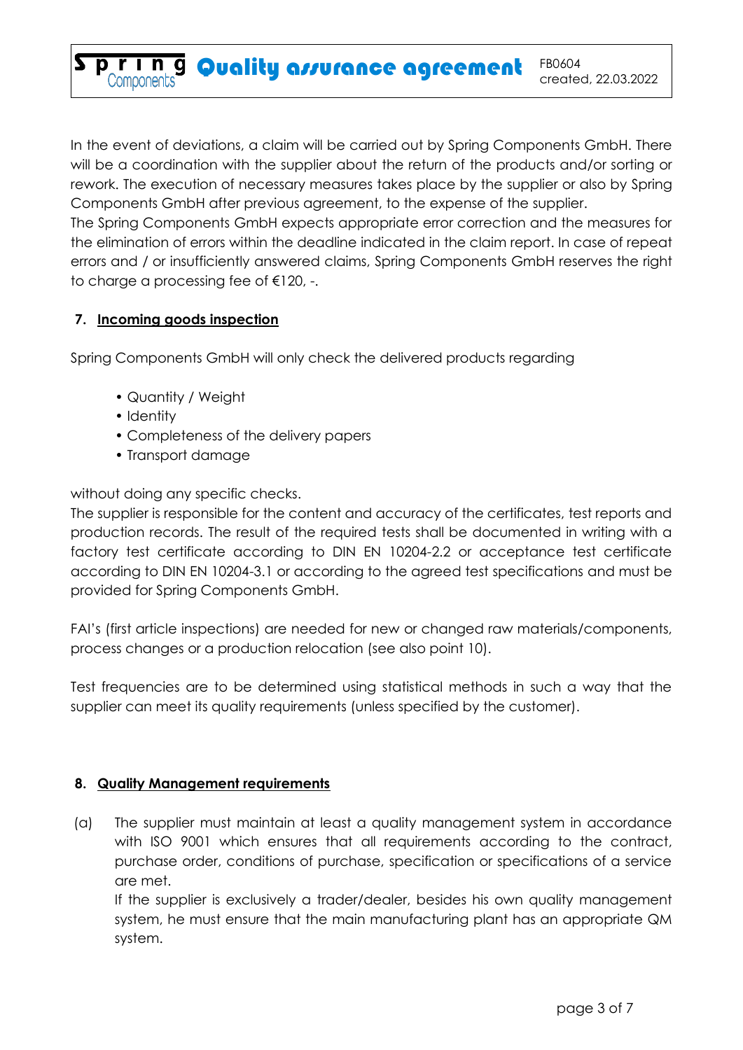In the event of deviations, a claim will be carried out by Spring Components GmbH. There will be a coordination with the supplier about the return of the products and/or sorting or rework. The execution of necessary measures takes place by the supplier or also by Spring Components GmbH after previous agreement, to the expense of the supplier.
The Spring Components GmbH expects appropriate error correction and the measures for the elimination of errors within the deadline indicated in the claim report. In case of repeat errors and / or insufficiently answered claims, Spring Components GmbH reserves the right to charge a processing fee of €120, -.

## 7. Incoming goods inspection

Spring Components GmbH will only check the delivered products regarding

- Quantity / Weight
- Identity
- Completeness of the delivery papers
- Transport damage

without doing any specific checks.
The supplier is responsible for the content and accuracy of the certificates, test reports and production records. The result of the required tests shall be documented in writing with a factory test certificate according to DIN EN 10204-2.2 or acceptance test certificate according to DIN EN 10204-3.1 or according to the agreed test specifications and must be provided for Spring Components GmbH.

FAI's (first article inspections) are needed for new or changed raw materials/components, process changes or a production relocation (see also point 10).

Test frequencies are to be determined using statistical methods in such a way that the supplier can meet its quality requirements (unless specified by the customer).

## 8. Quality Management requirements

(a) The supplier must maintain at least a quality management system in accordance with ISO 9001 which ensures that all requirements according to the contract, purchase order, conditions of purchase, specification or specifications of a service are met.
If the supplier is exclusively a trader/dealer, besides his own quality management system, he must ensure that the main manufacturing plant has an appropriate QM system.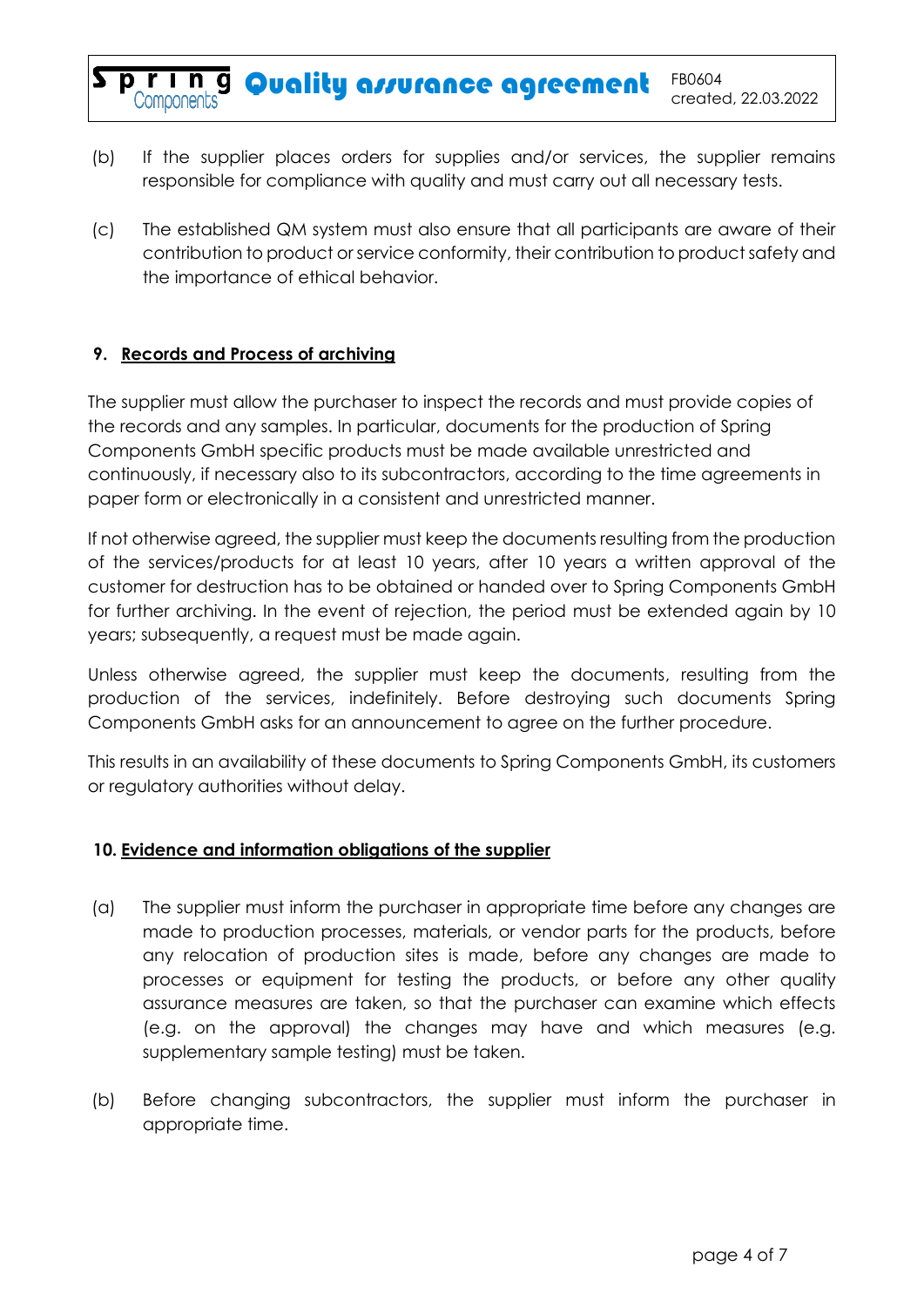(b) If the supplier places orders for supplies and/or services, the supplier remains responsible for compliance with quality and must carry out all necessary tests.

(c) The established QM system must also ensure that all participants are aware of their contribution to product or service conformity, their contribution to product safety and the importance of ethical behavior.

## 9. Records and Process of archiving

The supplier must allow the purchaser to inspect the records and must provide copies of the records and any samples. In particular, documents for the production of Spring Components GmbH specific products must be made available unrestricted and continuously, if necessary also to its subcontractors, according to the time agreements in paper form or electronically in a consistent and unrestricted manner.

If not otherwise agreed, the supplier must keep the documents resulting from the production of the services/products for at least 10 years, after 10 years a written approval of the customer for destruction has to be obtained or handed over to Spring Components GmbH for further archiving. In the event of rejection, the period must be extended again by 10 years; subsequently, a request must be made again.

Unless otherwise agreed, the supplier must keep the documents, resulting from the production of the services, indefinitely. Before destroying such documents Spring Components GmbH asks for an announcement to agree on the further procedure.

This results in an availability of these documents to Spring Components GmbH, its customers or regulatory authorities without delay.

## 10. Evidence and information obligations of the supplier

(a) The supplier must inform the purchaser in appropriate time before any changes are made to production processes, materials, or vendor parts for the products, before any relocation of production sites is made, before any changes are made to processes or equipment for testing the products, or before any other quality assurance measures are taken, so that the purchaser can examine which effects (e.g. on the approval) the changes may have and which measures (e.g. supplementary sample testing) must be taken.

(b) Before changing subcontractors, the supplier must inform the purchaser in appropriate time.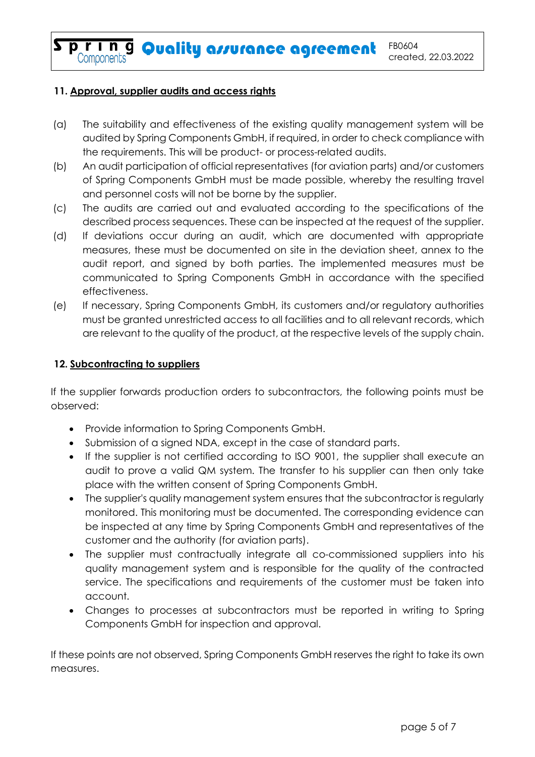## 11. Approval, supplier audits and access rights

(a) The suitability and effectiveness of the existing quality management system will be audited by Spring Components GmbH, if required, in order to check compliance with the requirements. This will be product- or process-related audits.

(b) An audit participation of official representatives (for aviation parts) and/or customers of Spring Components GmbH must be made possible, whereby the resulting travel and personnel costs will not be borne by the supplier.

(c) The audits are carried out and evaluated according to the specifications of the described process sequences. These can be inspected at the request of the supplier.

(d) If deviations occur during an audit, which are documented with appropriate measures, these must be documented on site in the deviation sheet, annex to the audit report, and signed by both parties. The implemented measures must be communicated to Spring Components GmbH in accordance with the specified effectiveness.

(e) If necessary, Spring Components GmbH, its customers and/or regulatory authorities must be granted unrestricted access to all facilities and to all relevant records, which are relevant to the quality of the product, at the respective levels of the supply chain.

## 12. Subcontracting to suppliers

If the supplier forwards production orders to subcontractors, the following points must be observed:

- Provide information to Spring Components GmbH.
- Submission of a signed NDA, except in the case of standard parts.
- If the supplier is not certified according to ISO 9001, the supplier shall execute an audit to prove a valid QM system. The transfer to his supplier can then only take place with the written consent of Spring Components GmbH.
- The supplier's quality management system ensures that the subcontractor is regularly monitored. This monitoring must be documented. The corresponding evidence can be inspected at any time by Spring Components GmbH and representatives of the customer and the authority (for aviation parts).
- The supplier must contractually integrate all co-commissioned suppliers into his quality management system and is responsible for the quality of the contracted service. The specifications and requirements of the customer must be taken into account.
- Changes to processes at subcontractors must be reported in writing to Spring Components GmbH for inspection and approval.

If these points are not observed, Spring Components GmbH reserves the right to take its own measures.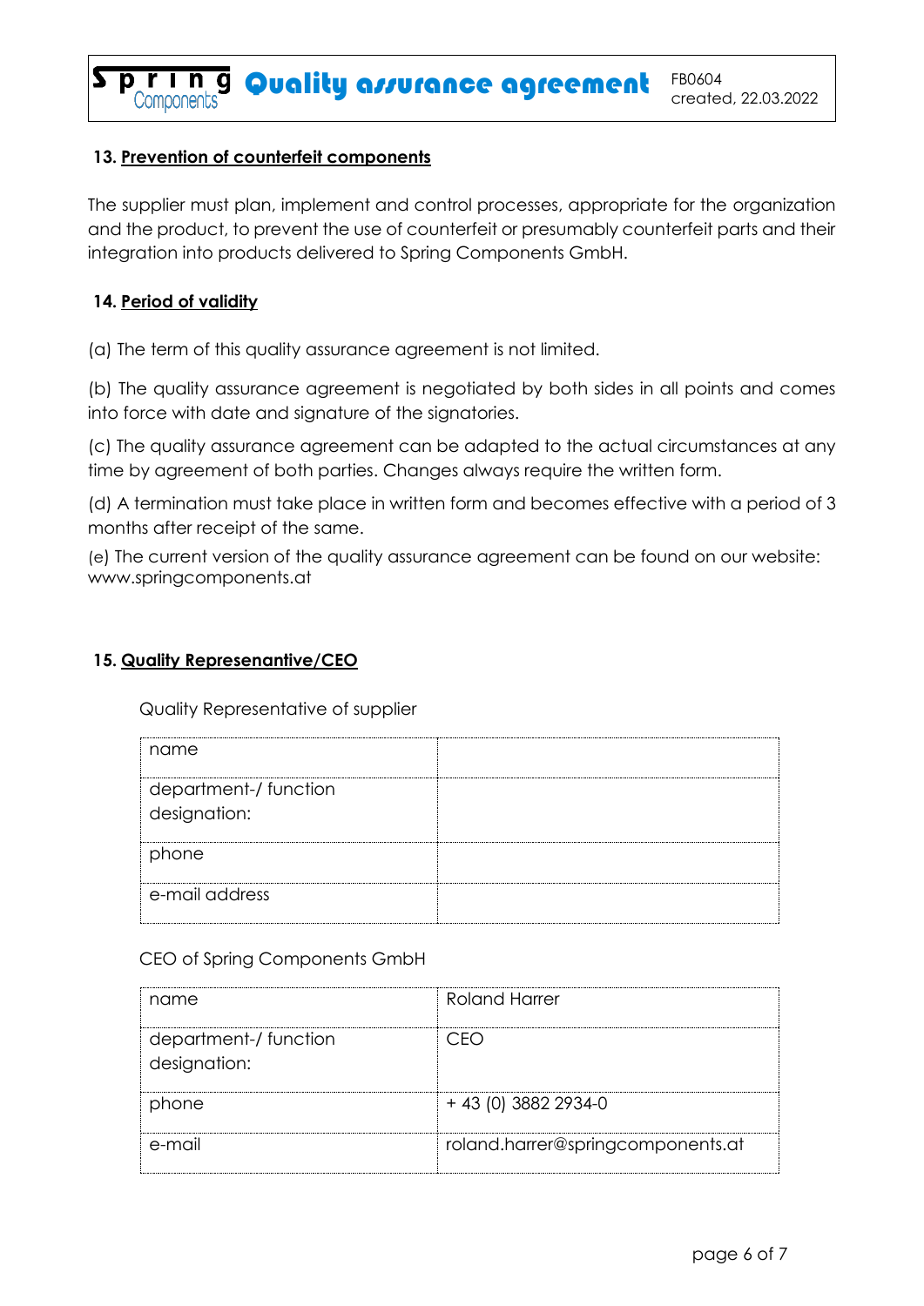### 13. Prevention of counterfeit components

The supplier must plan, implement and control processes, appropriate for the organization and the product, to prevent the use of counterfeit or presumably counterfeit parts and their integration into products delivered to Spring Components GmbH.

### 14. Period of validity

(a) The term of this quality assurance agreement is not limited.

(b) The quality assurance agreement is negotiated by both sides in all points and comes into force with date and signature of the signatories.

(c) The quality assurance agreement can be adapted to the actual circumstances at any time by agreement of both parties. Changes always require the written form.

(d) A termination must take place in written form and becomes effective with a period of 3 months after receipt of the same.

(e) The current version of the quality assurance agreement can be found on our website: www.springcomponents.at

### 15. Quality Represenantive/CEO

Quality Representative of supplier

| | |
|---|---|
| name | |
| department-/ function designation: | |
| phone | |
| e-mail address | |

CEO of Spring Components GmbH

| | |
|---|---|
| name | Roland Harrer |
| department-/ function designation: | CEO |
| phone | + 43 (0) 3882 2934-0 |
| e-mail | roland.harrer@springcomponents.at |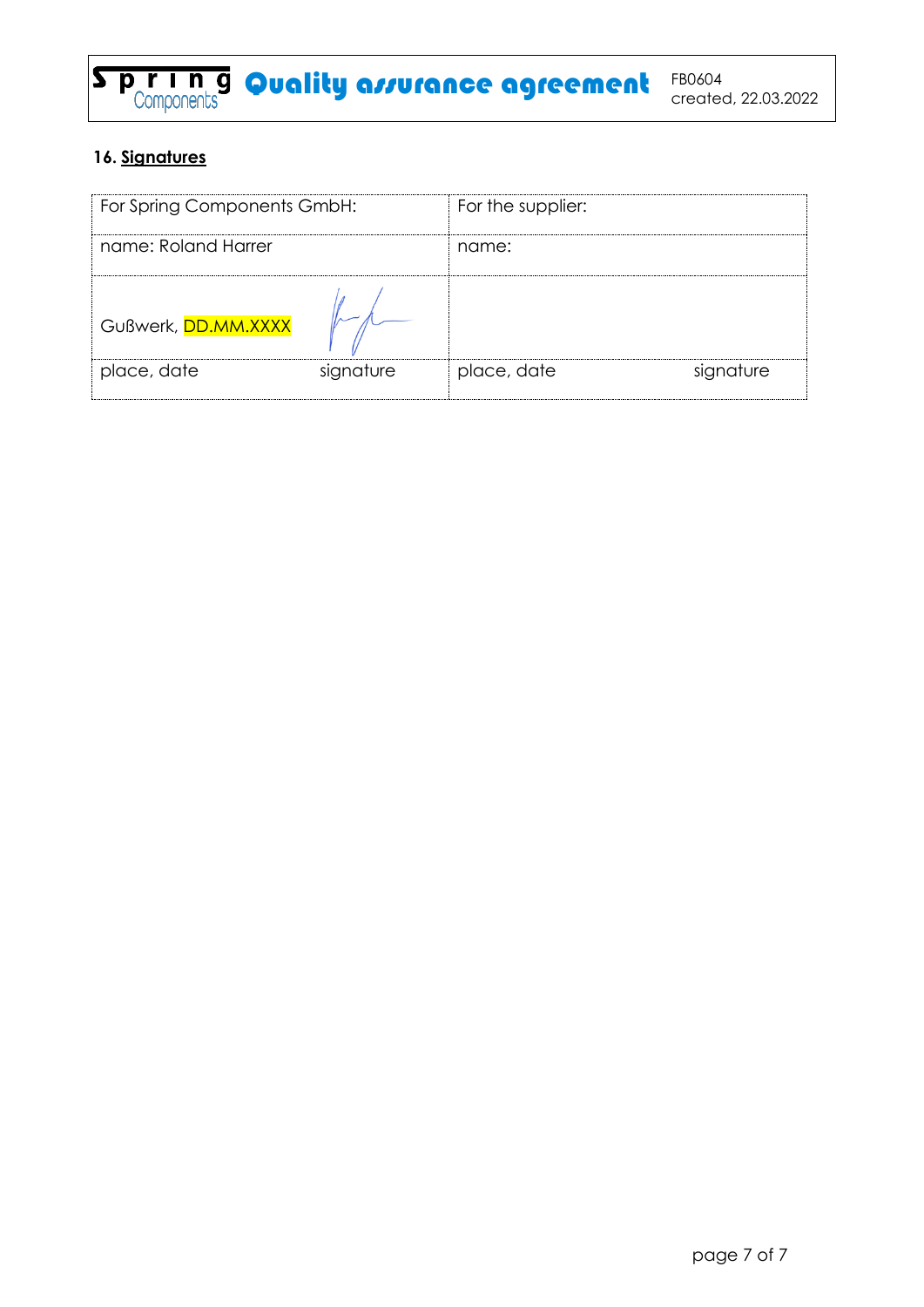## 16. Signatures

| | | | |
|---|---|---|---|
| For Spring Components GmbH: | | For the supplier: | |
| name: Roland Harrer | | name: | |
| Gußwerk, DD.MM.XXXX | | | |
| place, date | signature | place, date | signature |